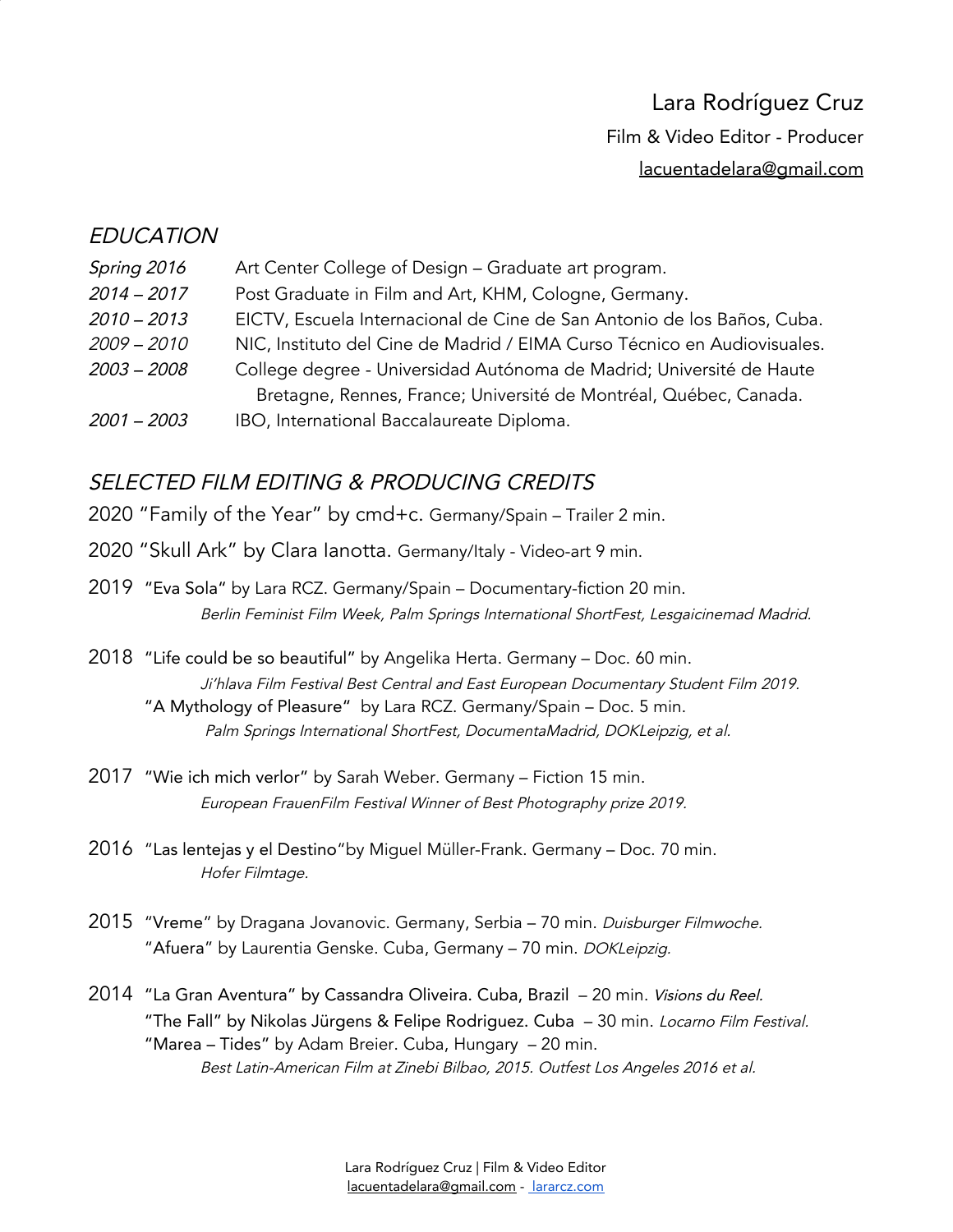Lara Rodríguez Cruz

Film & Video Editor - Producer

lacuentadelara@gmail.com

## *EDUCATION*

*Spring 2016* Art Center College of Design – Graduate art program.

*2014 – 2017* Post Graduate in Film and Art, KHM, Cologne, Germany.

*2010 – 2013* EICTV, Escuela Internacional de Cine de San Antonio de los Baños, Cuba.

*2009 – 2010* NIC, Instituto del Cine de Madrid / EIMA Curso Técnico en Audiovisuales.

*2003 – 2008* College degree - Universidad Autónoma de Madrid; Université de Haute Bretagne, Rennes, France; Université de Montréal, Québec, Canada.

*2001 – 2003* IBO, International Baccalaureate Diploma.

## *SELECTED FILM EDITING & PRODUCING CREDITS*

2020 "Family of the Year" by cmd+c. Germany/Spain – Trailer 2 min.

2020 "Skull Ark" by Clara Ianotta. Germany/Italy - Video-art 9 min.

2019 "Eva Sola" by Lara RCZ. Germany/Spain – Documentary-fiction 20 min.
*Berlin Feminist Film Week, Palm Springs International ShortFest, Lesgaicinemad Madrid.*

2018 "Life could be so beautiful" by Angelika Herta. Germany – Doc. 60 min.
*Ji'hlava Film Festival Best Central and East European Documentary Student Film 2019.*
"A Mythology of Pleasure" by Lara RCZ. Germany/Spain – Doc. 5 min.
*Palm Springs International ShortFest, DocumentaMadrid, DOKLeipzig, et al.*

2017 "Wie ich mich verlor" by Sarah Weber. Germany – Fiction 15 min.
*European FrauenFilm Festival Winner of Best Photography prize 2019.*

2016 "Las lentejas y el Destino"by Miguel Müller-Frank. Germany – Doc. 70 min.
*Hofer Filmtage.*

2015 "Vreme" by Dragana Jovanovic. Germany, Serbia – 70 min. *Duisburger Filmwoche.*
"Afuera" by Laurentia Genske. Cuba, Germany – 70 min. *DOKLeipzig.*

2014 "La Gran Aventura" by Cassandra Oliveira. Cuba, Brazil – 20 min. *Visions du Reel.*
"The Fall" by Nikolas Jürgens & Felipe Rodriguez. Cuba – 30 min. *Locarno Film Festival.*
"Marea – Tides" by Adam Breier. Cuba, Hungary – 20 min.
*Best Latin-American Film at Zinebi Bilbao, 2015. Outfest Los Angeles 2016 et al.*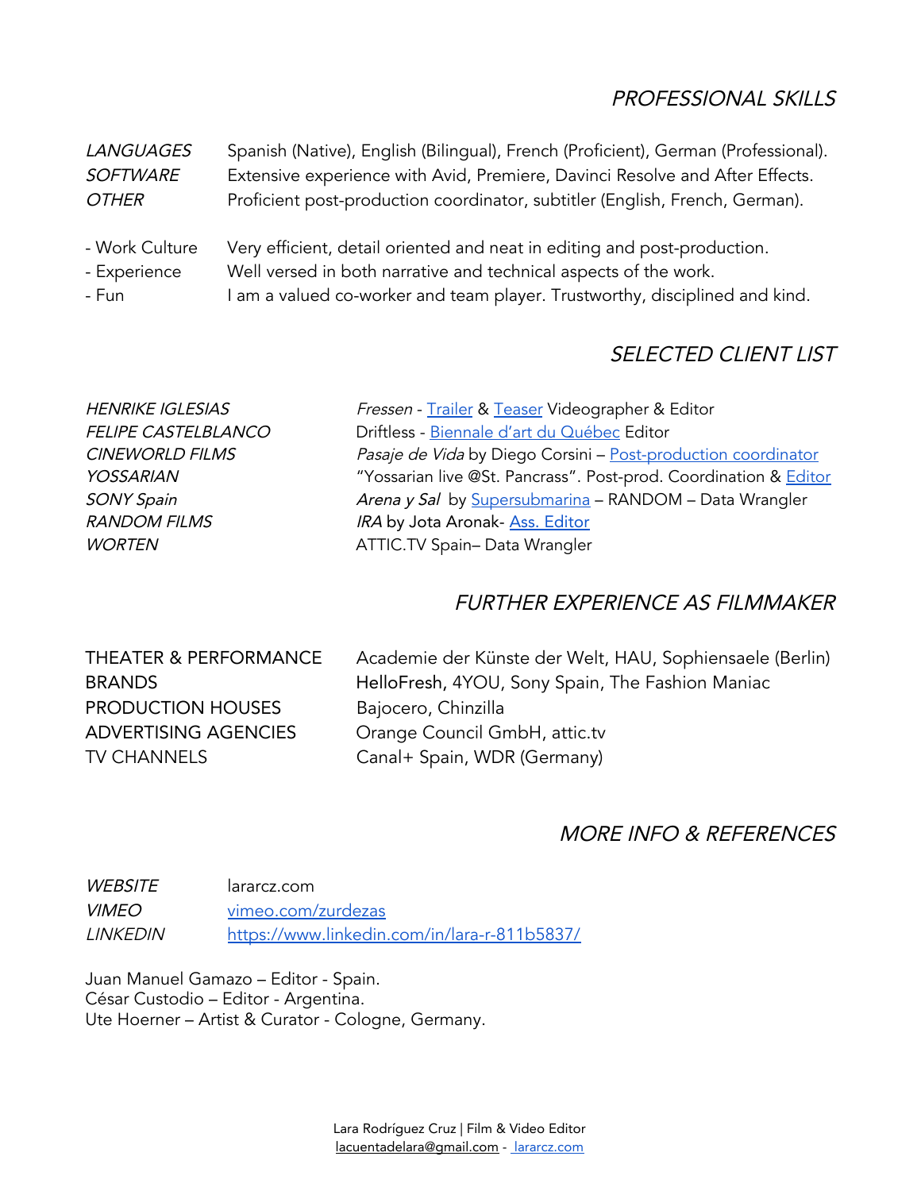## *PROFESSIONAL SKILLS*

| | |
|---|---|
| *LANGUAGES* | Spanish (Native), English (Bilingual), French (Proficient), German (Professional). |
| *SOFTWARE* | Extensive experience with Avid, Premiere, Davinci Resolve and After Effects. |
| *OTHER* | Proficient post-production coordinator, subtitler (English, French, German). |

| | |
|---|---|
| - Work Culture | Very efficient, detail oriented and neat in editing and post-production. |
| - Experience | Well versed in both narrative and technical aspects of the work. |
| - Fun | I am a valued co-worker and team player. Trustworthy, disciplined and kind. |

## *SELECTED CLIENT LIST*

| | |
|---|---|
| *HENRIKE IGLESIAS* | *Fressen* - Trailer & Teaser Videographer & Editor |
| *FELIPE CASTELBLANCO* | Driftless - Biennale d'art du Québec Editor |
| *CINEWORLD FILMS* | *Pasaje de Vida* by Diego Corsini – Post-production coordinator |
| *YOSSARIAN* | "Yossarian live @St. Pancrass". Post-prod. Coordination & Editor |
| *SONY Spain* | *Arena y Sal* by Supersubmarina – RANDOM – Data Wrangler |
| *RANDOM FILMS* | *IRA* by Jota Aronak- Ass. Editor |
| *WORTEN* | ATTIC.TV Spain– Data Wrangler |

## *FURTHER EXPERIENCE AS FILMMAKER*

| | |
|---|---|
| THEATER & PERFORMANCE | Academie der Künste der Welt, HAU, Sophiensaele (Berlin) |
| BRANDS | HelloFresh, 4YOU, Sony Spain, The Fashion Maniac |
| PRODUCTION HOUSES | Bajocero, Chinzilla |
| ADVERTISING AGENCIES | Orange Council GmbH, attic.tv |
| TV CHANNELS | Canal+ Spain, WDR (Germany) |

## *MORE INFO & REFERENCES*

| | |
|---|---|
| *WEBSITE* | lararcz.com |
| *VIMEO* | vimeo.com/zurdezas |
| *LINKEDIN* | https://www.linkedin.com/in/lara-r-811b5837/ |

Juan Manuel Gamazo – Editor - Spain.
César Custodio – Editor - Argentina.
Ute Hoerner – Artist & Curator - Cologne, Germany.

Lara Rodríguez Cruz | Film & Video Editor
lacuentadelara@gmail.com - lararcz.com